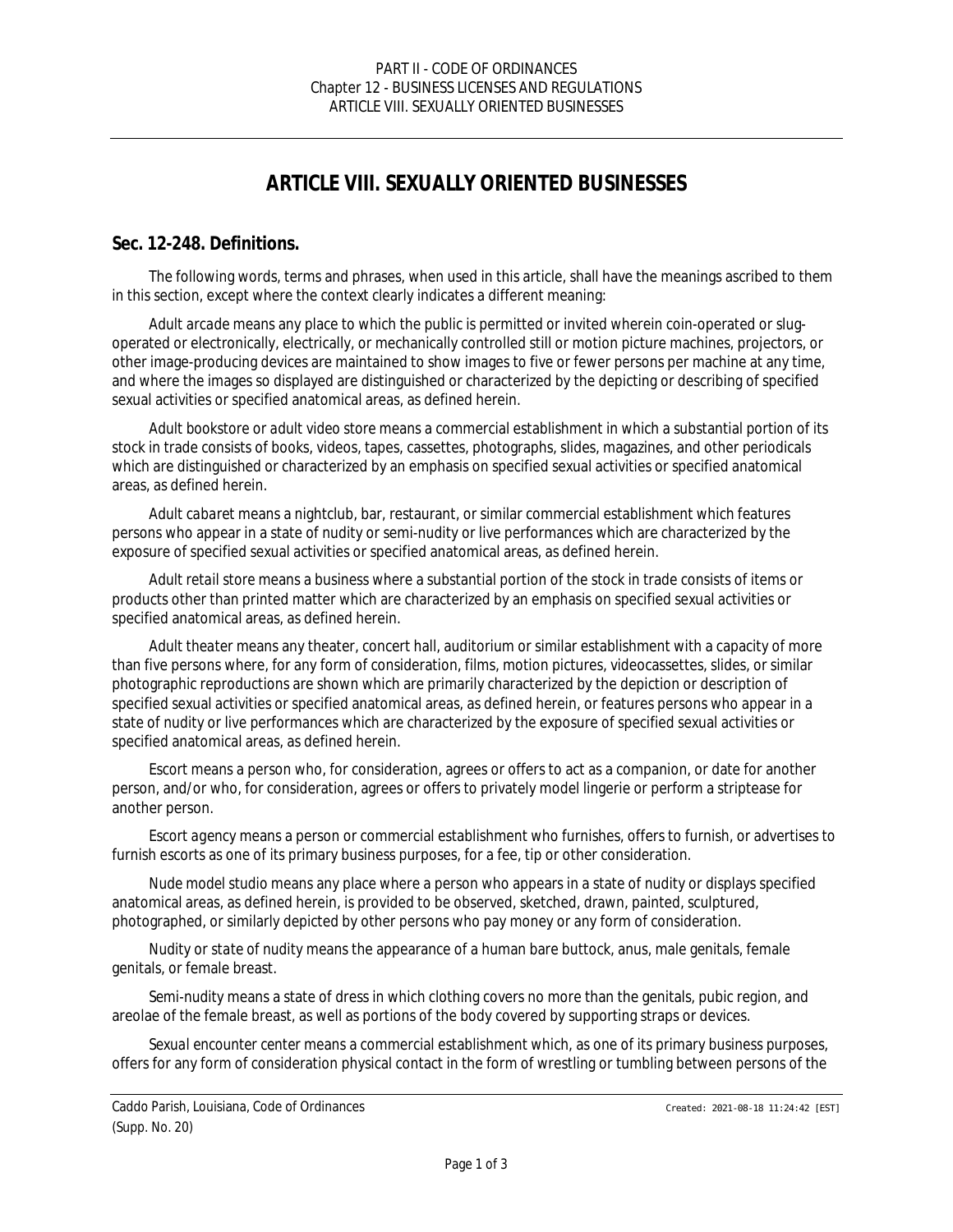# ARTICLE VIII. SEXUALLY ORIENTED BUSINESSES

## Sec. 12-248. Definitions.

The following words, terms and phrases, when used in this article, shall have the meanings ascribed to them in this section, except where the context clearly indicates a different meaning:

*Adult arcade* means any place to which the public is permitted or invited wherein coin-operated or slug-operated or electronically, electrically, or mechanically controlled still or motion picture machines, projectors, or other image-producing devices are maintained to show images to five or fewer persons per machine at any time, and where the images so displayed are distinguished or characterized by the depicting or describing of specified sexual activities or specified anatomical areas, as defined herein.

*Adult bookstore or adult video store* means a commercial establishment in which a substantial portion of its stock in trade consists of books, videos, tapes, cassettes, photographs, slides, magazines, and other periodicals which are distinguished or characterized by an emphasis on specified sexual activities or specified anatomical areas, as defined herein.

*Adult cabaret* means a nightclub, bar, restaurant, or similar commercial establishment which features persons who appear in a state of nudity or semi-nudity or live performances which are characterized by the exposure of specified sexual activities or specified anatomical areas, as defined herein.

*Adult retail store* means a business where a substantial portion of the stock in trade consists of items or products other than printed matter which are characterized by an emphasis on specified sexual activities or specified anatomical areas, as defined herein.

*Adult theater* means any theater, concert hall, auditorium or similar establishment with a capacity of more than five persons where, for any form of consideration, films, motion pictures, videocassettes, slides, or similar photographic reproductions are shown which are primarily characterized by the depiction or description of specified sexual activities or specified anatomical areas, as defined herein, or features persons who appear in a state of nudity or live performances which are characterized by the exposure of specified sexual activities or specified anatomical areas, as defined herein.

*Escort* means a person who, for consideration, agrees or offers to act as a companion, or date for another person, and/or who, for consideration, agrees or offers to privately model lingerie or perform a striptease for another person.

*Escort agency* means a person or commercial establishment who furnishes, offers to furnish, or advertises to furnish escorts as one of its primary business purposes, for a fee, tip or other consideration.

*Nude model studio* means any place where a person who appears in a state of nudity or displays specified anatomical areas, as defined herein, is provided to be observed, sketched, drawn, painted, sculptured, photographed, or similarly depicted by other persons who pay money or any form of consideration.

*Nudity or state of nudity* means the appearance of a human bare buttock, anus, male genitals, female genitals, or female breast.

*Semi-nudity* means a state of dress in which clothing covers no more than the genitals, pubic region, and areolae of the female breast, as well as portions of the body covered by supporting straps or devices.

*Sexual encounter center* means a commercial establishment which, as one of its primary business purposes, offers for any form of consideration physical contact in the form of wrestling or tumbling between persons of the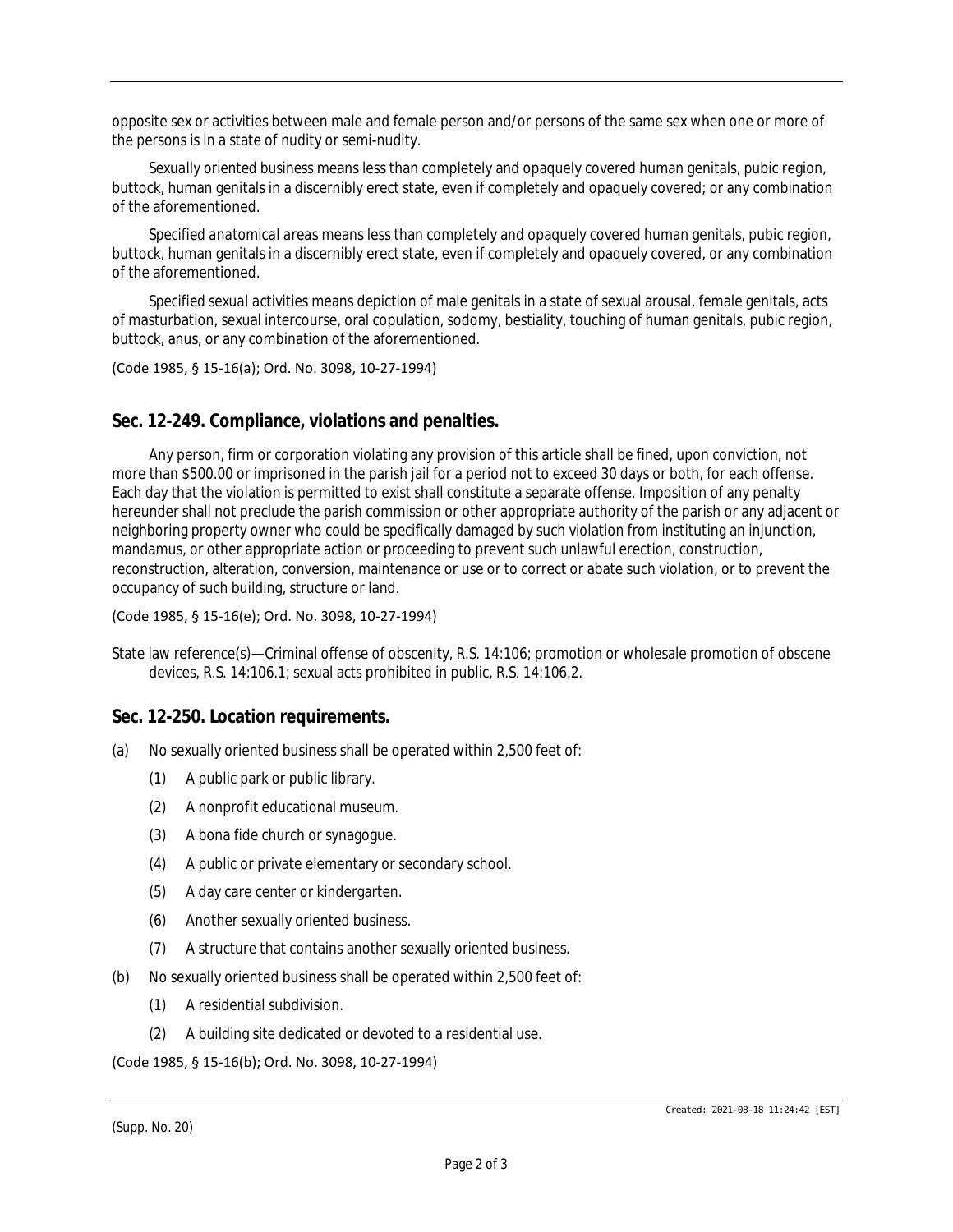opposite sex or activities between male and female person and/or persons of the same sex when one or more of the persons is in a state of nudity or semi-nudity.

*Sexually oriented business* means less than completely and opaquely covered human genitals, pubic region, buttock, human genitals in a discernibly erect state, even if completely and opaquely covered; or any combination of the aforementioned.

*Specified anatomical areas* means less than completely and opaquely covered human genitals, pubic region, buttock, human genitals in a discernibly erect state, even if completely and opaquely covered, or any combination of the aforementioned.

*Specified sexual activities* means depiction of male genitals in a state of sexual arousal, female genitals, acts of masturbation, sexual intercourse, oral copulation, sodomy, bestiality, touching of human genitals, pubic region, buttock, anus, or any combination of the aforementioned.

(Code 1985, § 15-16(a); Ord. No. 3098, 10-27-1994)

## Sec. 12-249. Compliance, violations and penalties.

Any person, firm or corporation violating any provision of this article shall be fined, upon conviction, not more than $500.00 or imprisoned in the parish jail for a period not to exceed 30 days or both, for each offense. Each day that the violation is permitted to exist shall constitute a separate offense. Imposition of any penalty hereunder shall not preclude the parish commission or other appropriate authority of the parish or any adjacent or neighboring property owner who could be specifically damaged by such violation from instituting an injunction, mandamus, or other appropriate action or proceeding to prevent such unlawful erection, construction, reconstruction, alteration, conversion, maintenance or use or to correct or abate such violation, or to prevent the occupancy of such building, structure or land.

(Code 1985, § 15-16(e); Ord. No. 3098, 10-27-1994)

State law reference(s)—Criminal offense of obscenity, R.S. 14:106; promotion or wholesale promotion of obscene devices, R.S. 14:106.1; sexual acts prohibited in public, R.S. 14:106.2.

## Sec. 12-250. Location requirements.

(a) No sexually oriented business shall be operated within 2,500 feet of:

(1) A public park or public library.

(2) A nonprofit educational museum.

(3) A bona fide church or synagogue.

(4) A public or private elementary or secondary school.

(5) A day care center or kindergarten.

(6) Another sexually oriented business.

(7) A structure that contains another sexually oriented business.

(b) No sexually oriented business shall be operated within 2,500 feet of:

(1) A residential subdivision.

(2) A building site dedicated or devoted to a residential use.

(Code 1985, § 15-16(b); Ord. No. 3098, 10-27-1994)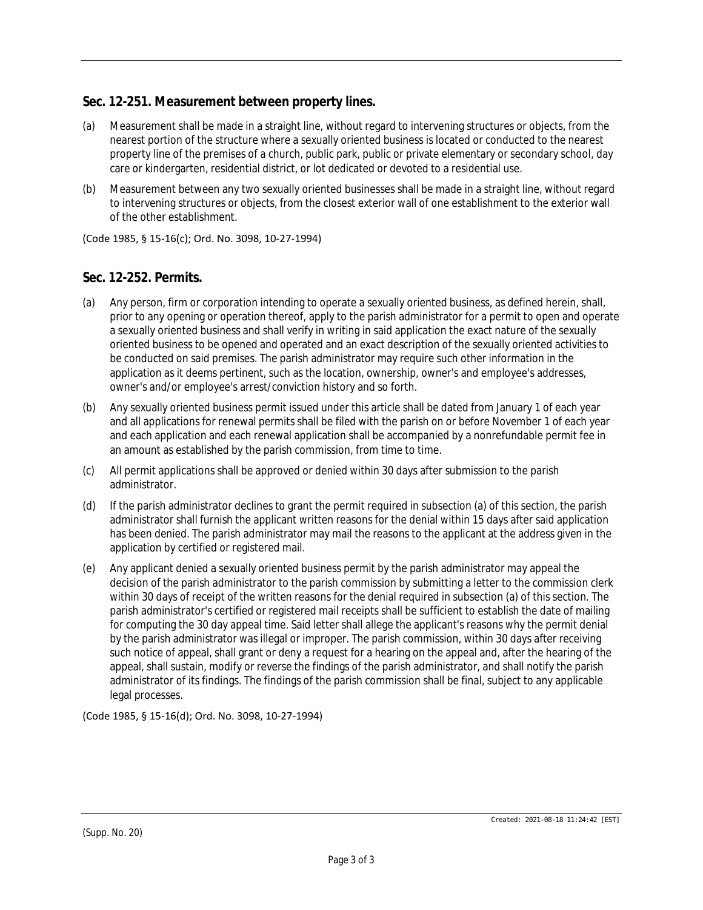## Sec. 12-251. Measurement between property lines.

(a) Measurement shall be made in a straight line, without regard to intervening structures or objects, from the nearest portion of the structure where a sexually oriented business is located or conducted to the nearest property line of the premises of a church, public park, public or private elementary or secondary school, day care or kindergarten, residential district, or lot dedicated or devoted to a residential use.

(b) Measurement between any two sexually oriented businesses shall be made in a straight line, without regard to intervening structures or objects, from the closest exterior wall of one establishment to the exterior wall of the other establishment.

(Code 1985, § 15-16(c); Ord. No. 3098, 10-27-1994)

## Sec. 12-252. Permits.

(a) Any person, firm or corporation intending to operate a sexually oriented business, as defined herein, shall, prior to any opening or operation thereof, apply to the parish administrator for a permit to open and operate a sexually oriented business and shall verify in writing in said application the exact nature of the sexually oriented business to be opened and operated and an exact description of the sexually oriented activities to be conducted on said premises. The parish administrator may require such other information in the application as it deems pertinent, such as the location, ownership, owner's and employee's addresses, owner's and/or employee's arrest/conviction history and so forth.

(b) Any sexually oriented business permit issued under this article shall be dated from January 1 of each year and all applications for renewal permits shall be filed with the parish on or before November 1 of each year and each application and each renewal application shall be accompanied by a nonrefundable permit fee in an amount as established by the parish commission, from time to time.

(c) All permit applications shall be approved or denied within 30 days after submission to the parish administrator.

(d) If the parish administrator declines to grant the permit required in subsection (a) of this section, the parish administrator shall furnish the applicant written reasons for the denial within 15 days after said application has been denied. The parish administrator may mail the reasons to the applicant at the address given in the application by certified or registered mail.

(e) Any applicant denied a sexually oriented business permit by the parish administrator may appeal the decision of the parish administrator to the parish commission by submitting a letter to the commission clerk within 30 days of receipt of the written reasons for the denial required in subsection (a) of this section. The parish administrator's certified or registered mail receipts shall be sufficient to establish the date of mailing for computing the 30 day appeal time. Said letter shall allege the applicant's reasons why the permit denial by the parish administrator was illegal or improper. The parish commission, within 30 days after receiving such notice of appeal, shall grant or deny a request for a hearing on the appeal and, after the hearing of the appeal, shall sustain, modify or reverse the findings of the parish administrator, and shall notify the parish administrator of its findings. The findings of the parish commission shall be final, subject to any applicable legal processes.

(Code 1985, § 15-16(d); Ord. No. 3098, 10-27-1994)